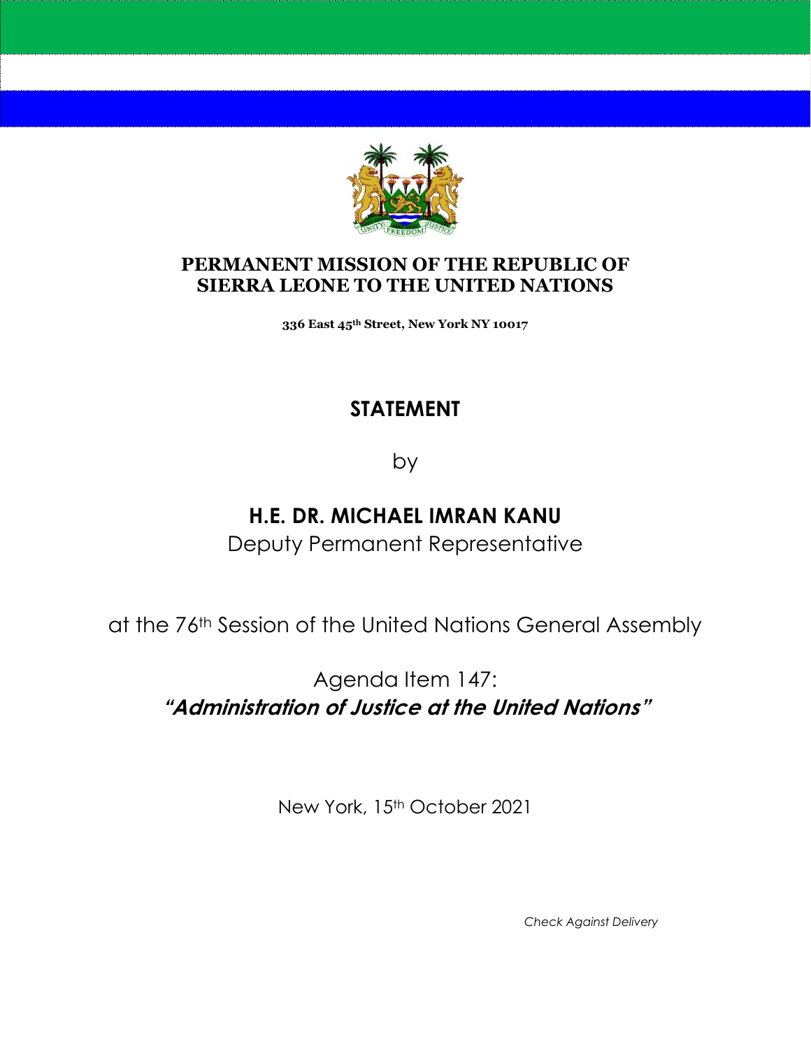**PERMANENT MISSION OF THE REPUBLIC OF SIERRA LEONE TO THE UNITED NATIONS**

**336 East 45th Street, New York NY 10017**

# STATEMENT

by

## H.E. DR. MICHAEL IMRAN KANU

Deputy Permanent Representative

at the 76th Session of the United Nations General Assembly

Agenda Item 147:
***"Administration of Justice at the United Nations"***

New York, 15th October 2021

*Check Against Delivery*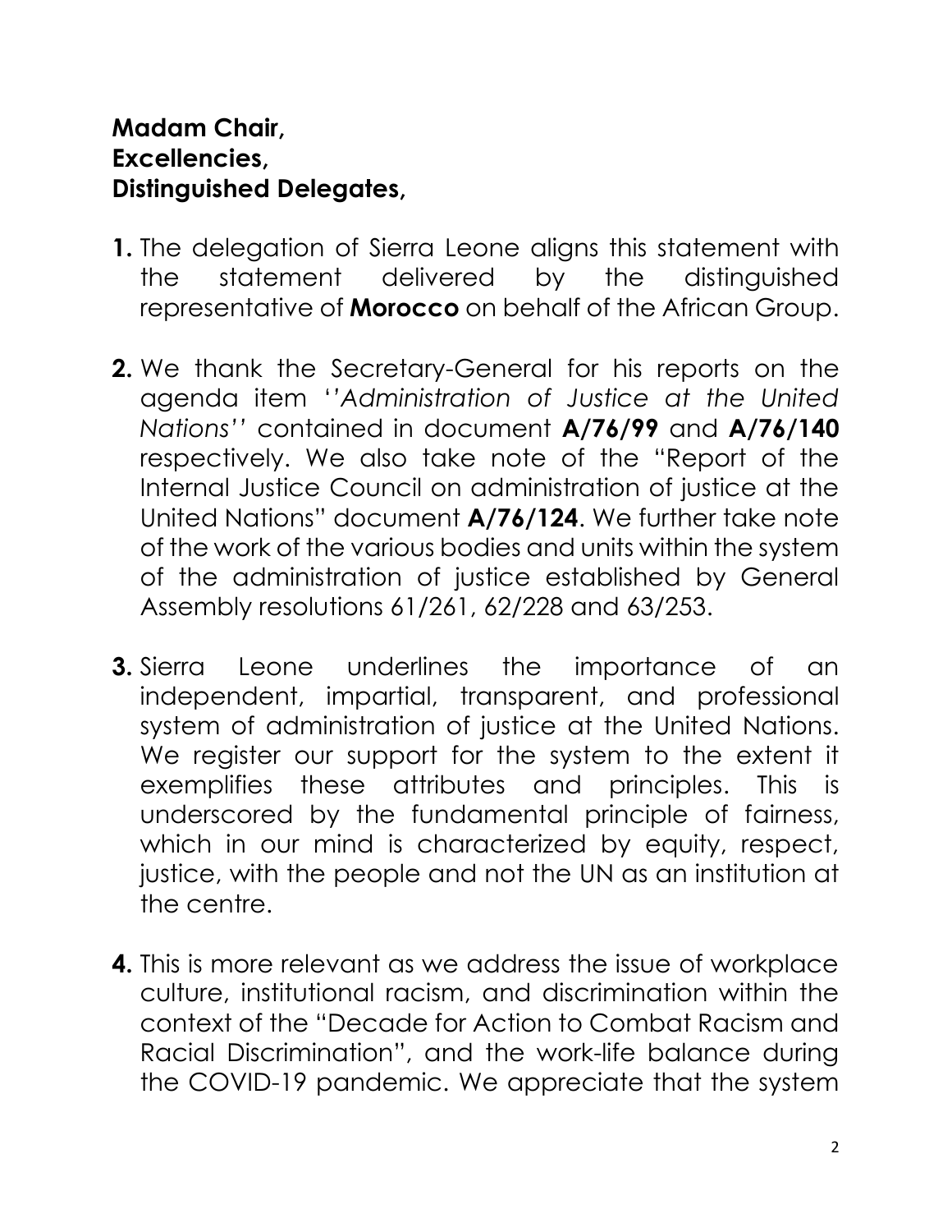**Madam Chair,**
**Excellencies,**
**Distinguished Delegates,**

**1.** The delegation of Sierra Leone aligns this statement with the statement delivered by the distinguished representative of **Morocco** on behalf of the African Group.

**2.** We thank the Secretary-General for his reports on the agenda item '*'Administration of Justice at the United Nations''* contained in document **A/76/99** and **A/76/140** respectively. We also take note of the "Report of the Internal Justice Council on administration of justice at the United Nations" document **A/76/124**. We further take note of the work of the various bodies and units within the system of the administration of justice established by General Assembly resolutions 61/261, 62/228 and 63/253.

**3.** Sierra Leone underlines the importance of an independent, impartial, transparent, and professional system of administration of justice at the United Nations. We register our support for the system to the extent it exemplifies these attributes and principles. This is underscored by the fundamental principle of fairness, which in our mind is characterized by equity, respect, justice, with the people and not the UN as an institution at the centre.

**4.** This is more relevant as we address the issue of workplace culture, institutional racism, and discrimination within the context of the "Decade for Action to Combat Racism and Racial Discrimination", and the work-life balance during the COVID-19 pandemic. We appreciate that the system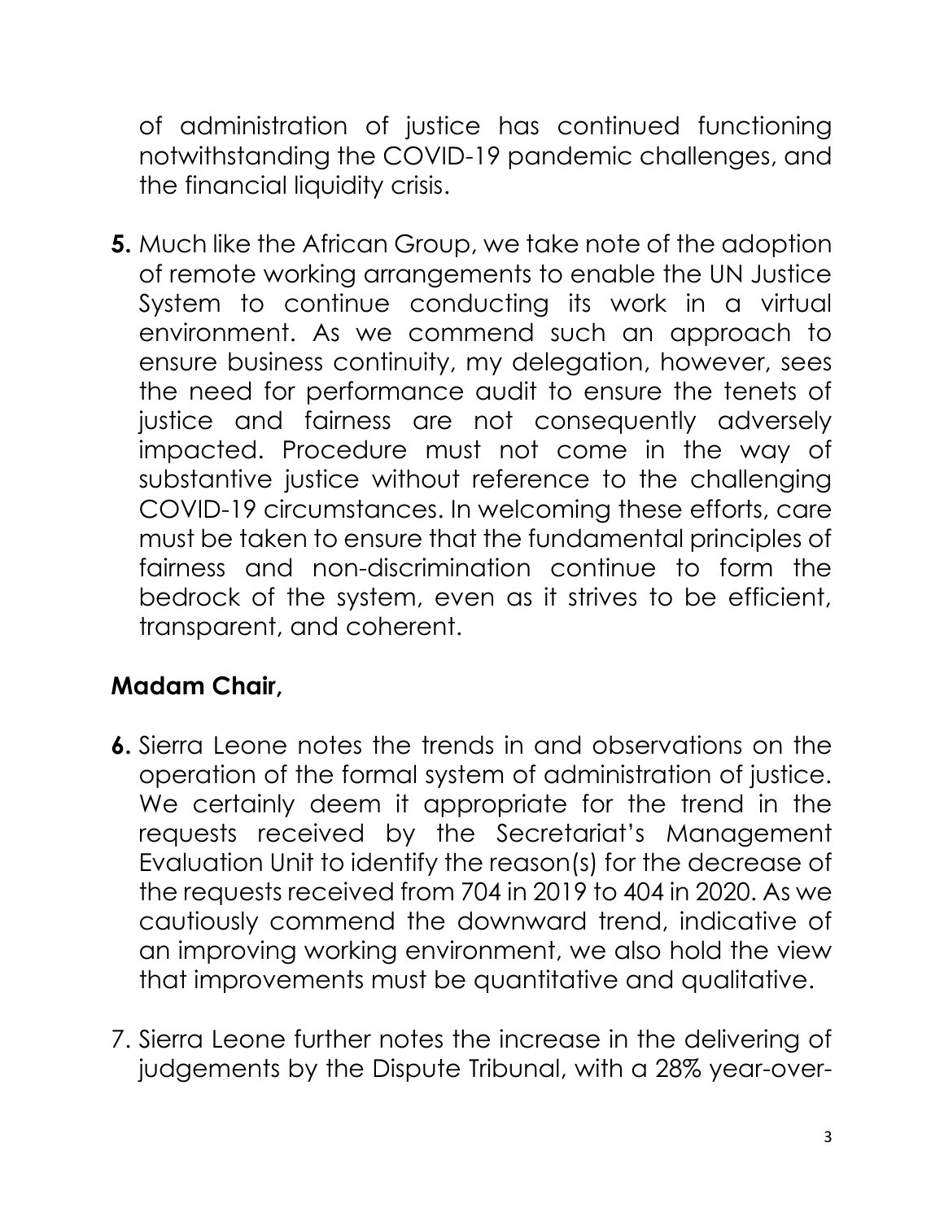of administration of justice has continued functioning notwithstanding the COVID-19 pandemic challenges, and the financial liquidity crisis.

**5.** Much like the African Group, we take note of the adoption of remote working arrangements to enable the UN Justice System to continue conducting its work in a virtual environment. As we commend such an approach to ensure business continuity, my delegation, however, sees the need for performance audit to ensure the tenets of justice and fairness are not consequently adversely impacted. Procedure must not come in the way of substantive justice without reference to the challenging COVID-19 circumstances. In welcoming these efforts, care must be taken to ensure that the fundamental principles of fairness and non-discrimination continue to form the bedrock of the system, even as it strives to be efficient, transparent, and coherent.

**Madam Chair,**

**6.** Sierra Leone notes the trends in and observations on the operation of the formal system of administration of justice. We certainly deem it appropriate for the trend in the requests received by the Secretariat's Management Evaluation Unit to identify the reason(s) for the decrease of the requests received from 704 in 2019 to 404 in 2020. As we cautiously commend the downward trend, indicative of an improving working environment, we also hold the view that improvements must be quantitative and qualitative.

7. Sierra Leone further notes the increase in the delivering of judgements by the Dispute Tribunal, with a 28% year-over-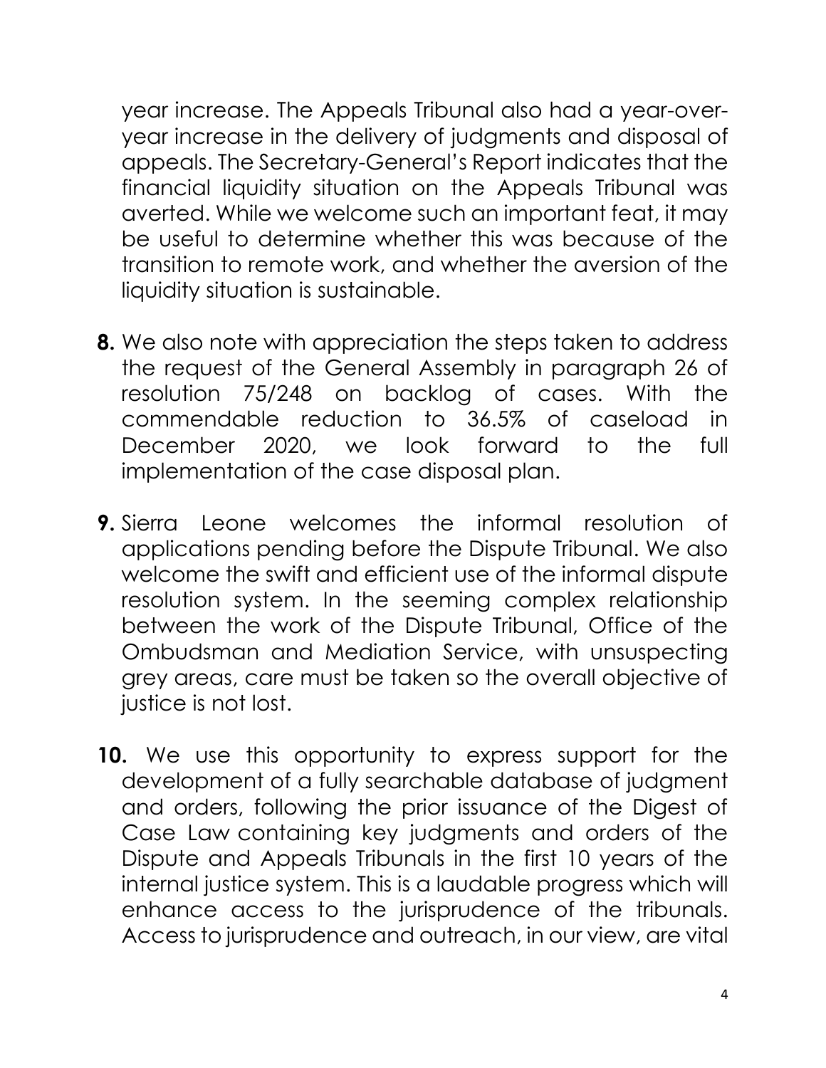year increase. The Appeals Tribunal also had a year-over-year increase in the delivery of judgments and disposal of appeals. The Secretary-General's Report indicates that the financial liquidity situation on the Appeals Tribunal was averted. While we welcome such an important feat, it may be useful to determine whether this was because of the transition to remote work, and whether the aversion of the liquidity situation is sustainable.

**8.** We also note with appreciation the steps taken to address the request of the General Assembly in paragraph 26 of resolution 75/248 on backlog of cases. With the commendable reduction to 36.5% of caseload in December 2020, we look forward to the full implementation of the case disposal plan.

**9.** Sierra Leone welcomes the informal resolution of applications pending before the Dispute Tribunal. We also welcome the swift and efficient use of the informal dispute resolution system. In the seeming complex relationship between the work of the Dispute Tribunal, Office of the Ombudsman and Mediation Service, with unsuspecting grey areas, care must be taken so the overall objective of justice is not lost.

**10.** We use this opportunity to express support for the development of a fully searchable database of judgment and orders, following the prior issuance of the Digest of Case Law containing key judgments and orders of the Dispute and Appeals Tribunals in the first 10 years of the internal justice system. This is a laudable progress which will enhance access to the jurisprudence of the tribunals. Access to jurisprudence and outreach, in our view, are vital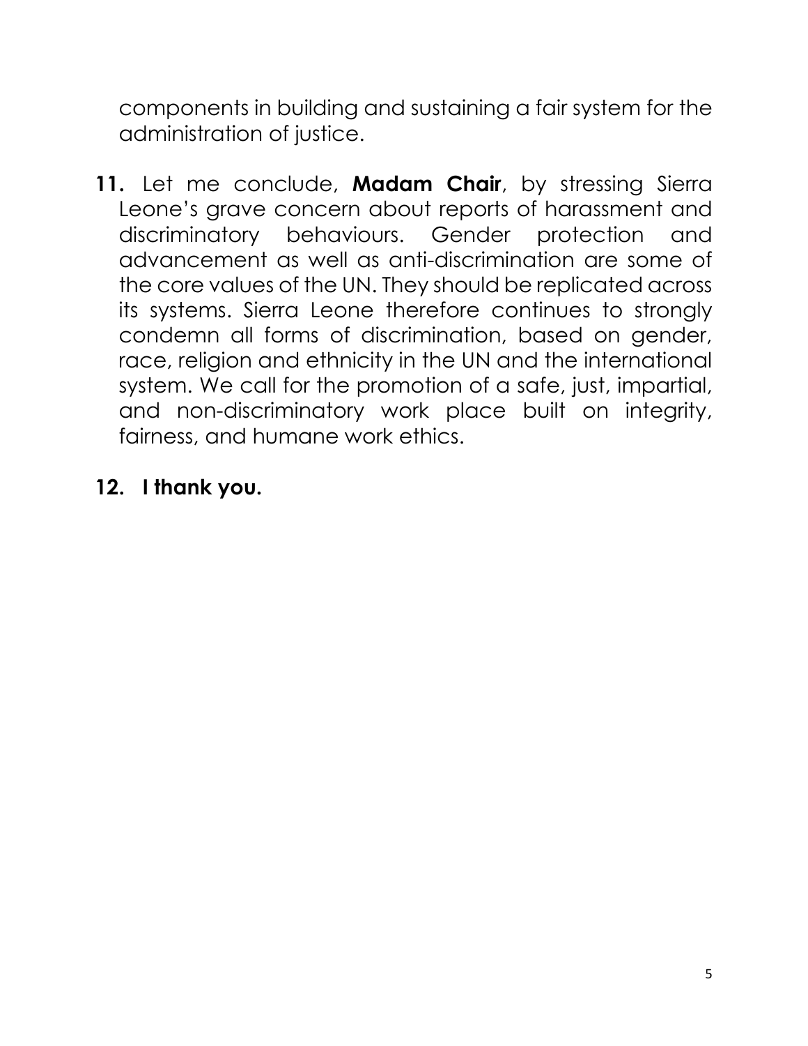components in building and sustaining a fair system for the administration of justice.

**11.** Let me conclude, **Madam Chair**, by stressing Sierra Leone's grave concern about reports of harassment and discriminatory behaviours. Gender protection and advancement as well as anti-discrimination are some of the core values of the UN. They should be replicated across its systems. Sierra Leone therefore continues to strongly condemn all forms of discrimination, based on gender, race, religion and ethnicity in the UN and the international system. We call for the promotion of a safe, just, impartial, and non-discriminatory work place built on integrity, fairness, and humane work ethics.

**12. I thank you.**